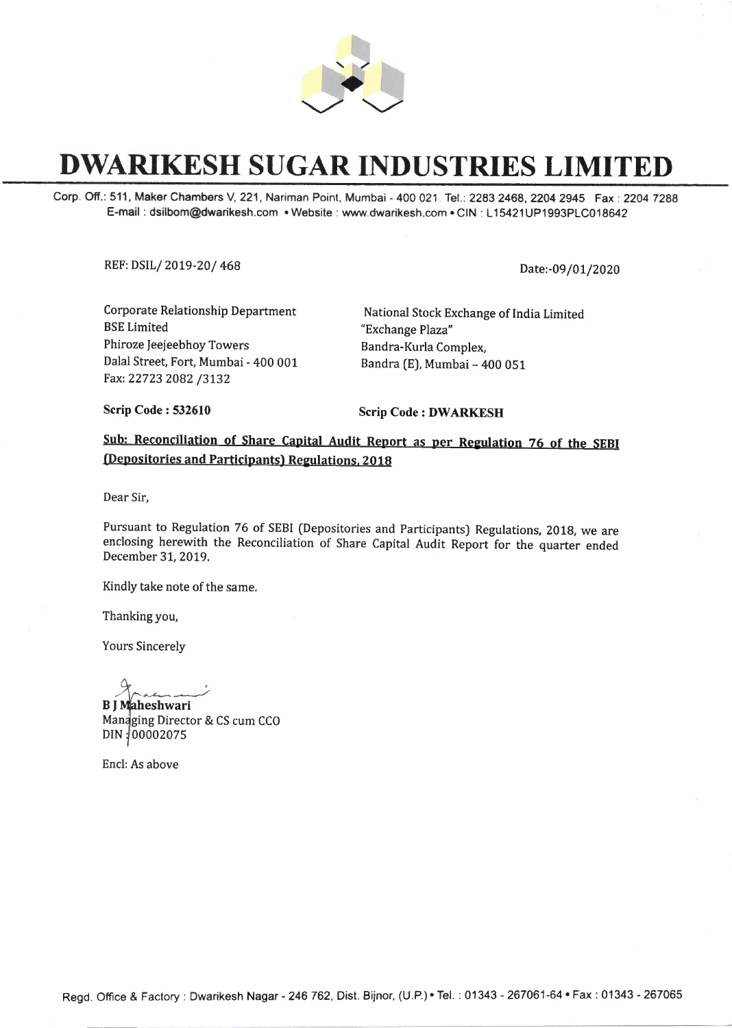# DWARIKESH SUGAR INDUSTRIES LIMITED

Corp. Off.: 511, Maker Chambers V, 221, Nariman Point, Mumbai - 400 021. Tel.: 2283 2468, 2204 2945 Fax : 2204 7288
E-mail : dsilbom@dwarikesh.com • Website : www.dwarikesh.com • CIN : L15421UP1993PLC018642

REF: DSIL/ 2019-20/ 468

Date:-09/01/2020

Corporate Relationship Department
BSE Limited
Phiroze Jeejeebhoy Towers
Dalal Street, Fort, Mumbai - 400 001
Fax: 22723 2082 /3132

National Stock Exchange of India Limited
"Exchange Plaza"
Bandra-Kurla Complex,
Bandra (E), Mumbai – 400 051

**Scrip Code : 532610**

**Scrip Code : DWARKESH**

**Sub: Reconciliation of Share Capital Audit Report as per Regulation 76 of the SEBI (Depositories and Participants) Regulations, 2018**

Dear Sir,

Pursuant to Regulation 76 of SEBI (Depositories and Participants) Regulations, 2018, we are enclosing herewith the Reconciliation of Share Capital Audit Report for the quarter ended December 31, 2019.

Kindly take note of the same.

Thanking you,

Yours Sincerely

**B J Maheshwari**
Managing Director & CS cum CCO
DIN : 00002075

Encl: As above

Regd. Office & Factory : Dwarikesh Nagar - 246 762, Dist. Bijnor, (U.P.) • Tel. : 01343 - 267061-64 • Fax : 01343 - 267065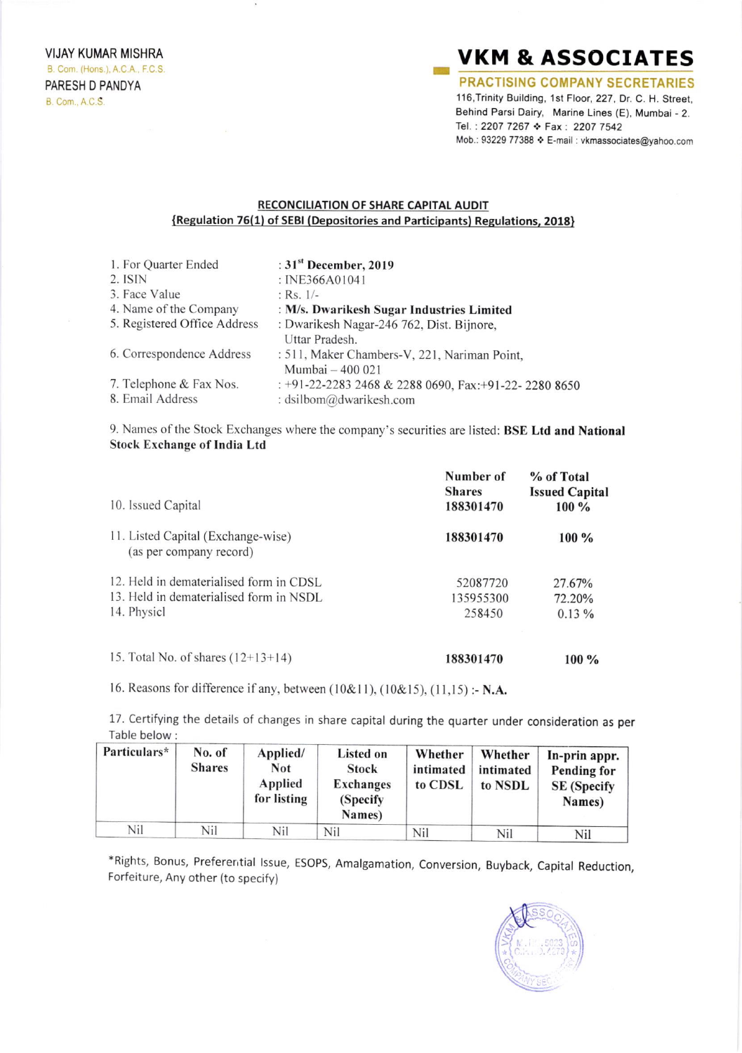VIJAY KUMAR MISHRA
B. Com. (Hons.), A.C.A., F.C.S.
PARESH D PANDYA
B. Com., A.C.S.

# VKM & ASSOCIATES

**PRACTISING COMPANY SECRETARIES**

116,Trinity Building, 1st Floor, 227, Dr. C. H. Street, Behind Parsi Dairy, Marine Lines (E), Mumbai - 2.
Tel. : 2207 7267 ❖ Fax : 2207 7542
Mob.: 93229 77388 ❖ E-mail : vkmassociates@yahoo.com

## RECONCILIATION OF SHARE CAPITAL AUDIT
## {Regulation 76(1) of SEBI (Depositories and Participants) Regulations, 2018}

1. For Quarter Ended : **31st December, 2019**
2. ISIN : INE366A01041
3. Face Value : Rs. 1/-
4. Name of the Company : **M/s. Dwarikesh Sugar Industries Limited**
5. Registered Office Address : Dwarikesh Nagar-246 762, Dist. Bijnore, Uttar Pradesh.
6. Correspondence Address : 511, Maker Chambers-V, 221, Nariman Point, Mumbai – 400 021
7. Telephone & Fax Nos. : +91-22-2283 2468 & 2288 0690, Fax:+91-22- 2280 8650
8. Email Address : dsilbom@dwarikesh.com

9. Names of the Stock Exchanges where the company's securities are listed: **BSE Ltd and National Stock Exchange of India Ltd**

| | Number of Shares | % of Total Issued Capital |
|---|---|---|
| 10. Issued Capital | **188301470** | **100 %** |
| 11. Listed Capital (Exchange-wise) (as per company record) | **188301470** | **100 %** |
| 12. Held in dematerialised form in CDSL | 52087720 | 27.67% |
| 13. Held in dematerialised form in NSDL | 135955300 | 72.20% |
| 14. Physicl | 258450 | 0.13 % |
| 15. Total No. of shares (12+13+14) | **188301470** | **100 %** |

16. Reasons for difference if any, between (10&11), (10&15), (11,15) :- **N.A.**

17. Certifying the details of changes in share capital during the quarter under consideration as per Table below :

| Particulars* | No. of Shares | Applied/ Not Applied for listing | Listed on Stock Exchanges (Specify Names) | Whether intimated to CDSL | Whether intimated to NSDL | In-prin appr. Pending for SE (Specify Names) |
|---|---|---|---|---|---|---|
| Nil | Nil | Nil | Nil | Nil | Nil | Nil |

*Rights, Bonus, Preferential Issue, ESOPS, Amalgamation, Conversion, Buyback, Capital Reduction, Forfeiture, Any other (to specify)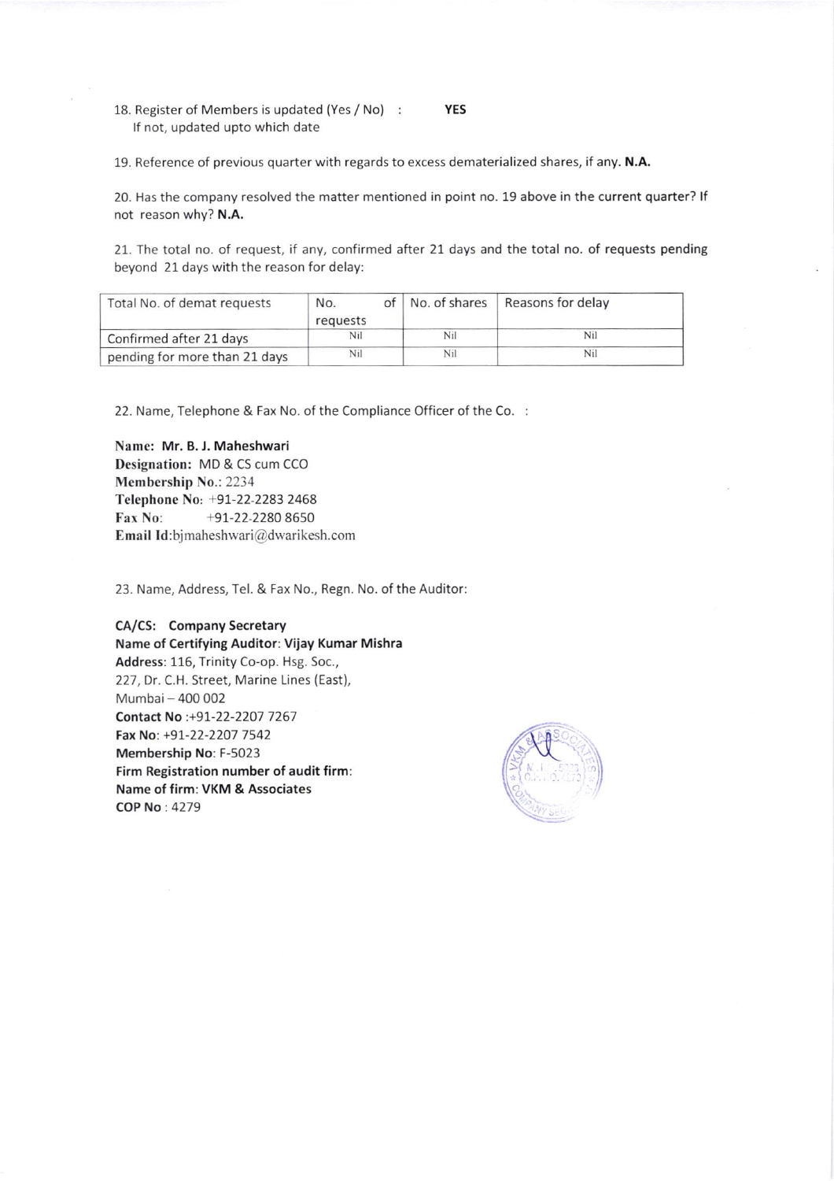18. Register of Members is updated (Yes / No) : **YES**
If not, updated upto which date

19. Reference of previous quarter with regards to excess dematerialized shares, if any. **N.A.**

20. Has the company resolved the matter mentioned in point no. 19 above in the current quarter? If not reason why? **N.A.**

21. The total no. of request, if any, confirmed after 21 days and the total no. of requests pending beyond 21 days with the reason for delay:

| Total No. of demat requests | No. of requests | No. of shares | Reasons for delay |
|---|---|---|---|
| Confirmed after 21 days | Nil | Nil | Nil |
| pending for more than 21 days | Nil | Nil | Nil |

22. Name, Telephone & Fax No. of the Compliance Officer of the Co. :

**Name: Mr. B. J. Maheshwari**
**Designation:** MD & CS cum CCO
**Membership No.:** 2234
**Telephone No:** +91-22-2283 2468
**Fax No:** +91-22-2280 8650
**Email Id:**bjmaheshwari@dwarikesh.com

23. Name, Address, Tel. & Fax No., Regn. No. of the Auditor:

**CA/CS: Company Secretary**
**Name of Certifying Auditor: Vijay Kumar Mishra**
**Address:** 116, Trinity Co-op. Hsg. Soc.,
227, Dr. C.H. Street, Marine Lines (East),
Mumbai – 400 002
**Contact No** :+91-22-2207 7267
**Fax No**: +91-22-2207 7542
**Membership No**: F-5023
**Firm Registration number of audit firm**:
**Name of firm: VKM & Associates**
**COP No** : 4279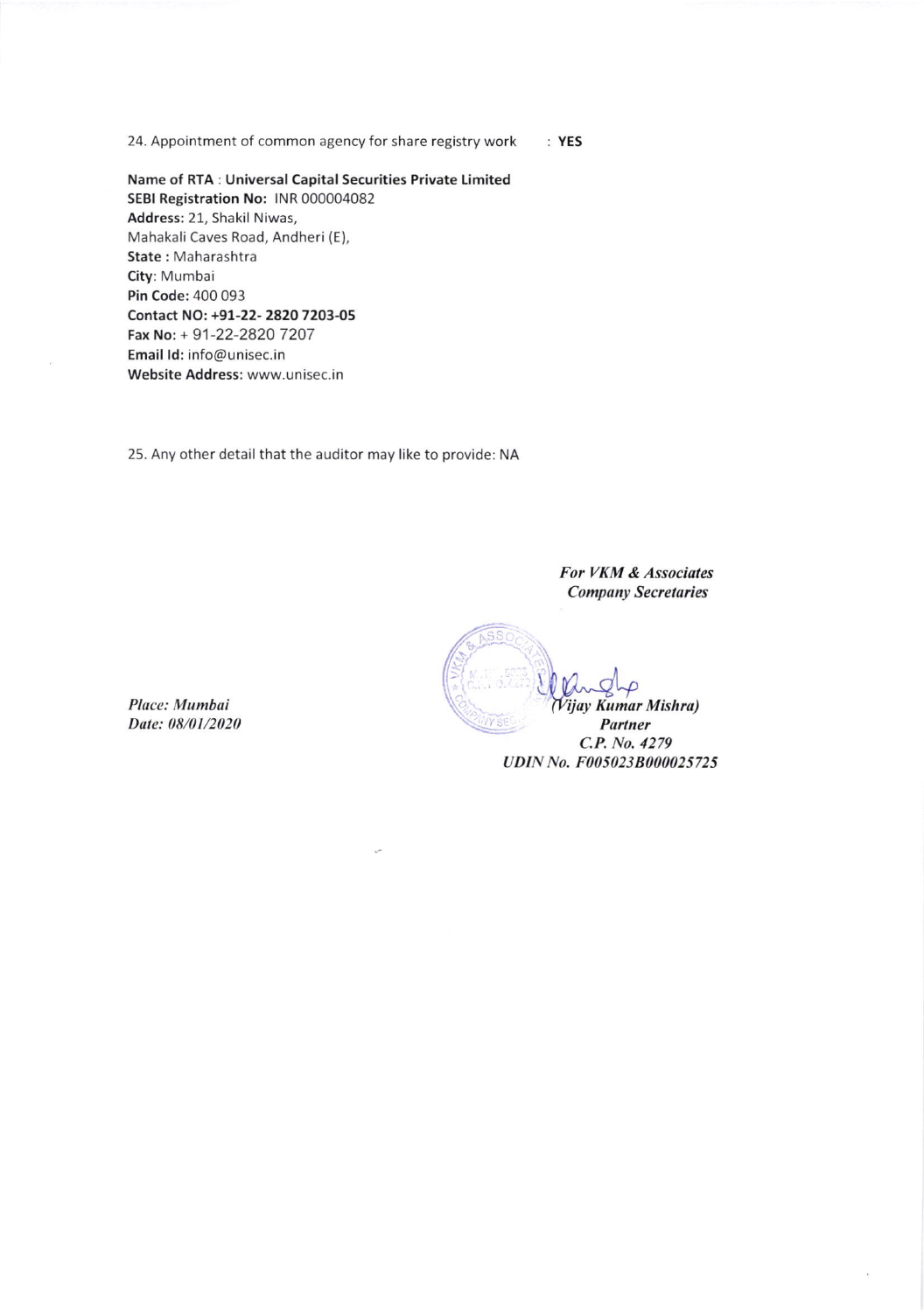24. Appointment of common agency for share registry work : **YES**

**Name of RTA** : **Universal Capital Securities Private Limited**
**SEBI Registration No:** INR 000004082
**Address:** 21, Shakil Niwas,
Mahakali Caves Road, Andheri (E),
**State :** Maharashtra
**City**: Mumbai
**Pin Code:** 400 093
**Contact NO: +91-22- 2820 7203-05**
**Fax No:** + 91-22-2820 7207
**Email Id:** info@unisec.in
**Website Address:** www.unisec.in

25. Any other detail that the auditor may like to provide: NA

***For VKM & Associates***
***Company Secretaries***

*(Vijay Kumar Mishra)*
***Partner***
*C.P. No. 4279*
*UDIN No. F005023B000025725*

*Place: Mumbai*
*Date: 08/01/2020*